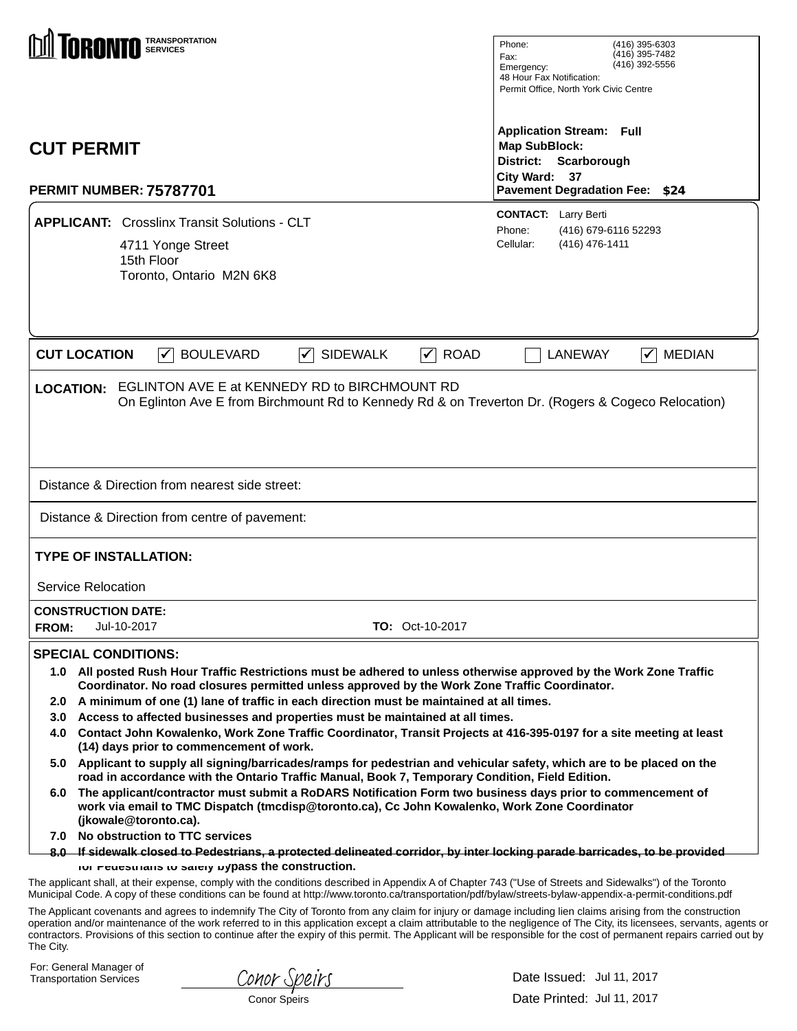TORONTO TRANSPORTATION SERVICES

| | |
|---|---|
| Phone: | (416) 395-6303 |
| Fax: | (416) 395-7482 |
| Emergency: | (416) 392-5556 |
| 48 Hour Fax Notification: | |
| Permit Office, North York Civic Centre | |

# CUT PERMIT

**PERMIT NUMBER: 75787701**

**Application Stream:** Full
**Map SubBlock:**
**District:** Scarborough
**City Ward:** 37
**Pavement Degradation Fee:** $24

**APPLICANT:** Crosslinx Transit Solutions - CLT
4711 Yonge Street
15th Floor
Toronto, Ontario M2N 6K8

**CONTACT:** Larry Berti
Phone: (416) 679-6116 52293
Cellular: (416) 476-1411

**CUT LOCATION** ☑ BOULEVARD ☑ SIDEWALK ☑ ROAD ☐ LANEWAY ☑ MEDIAN

**LOCATION:** EGLINTON AVE E at KENNEDY RD to BIRCHMOUNT RD
On Eglinton Ave E from Birchmount Rd to Kennedy Rd & on Treverton Dr. (Rogers & Cogeco Relocation)

Distance & Direction from nearest side street:

Distance & Direction from centre of pavement:

**TYPE OF INSTALLATION:**

Service Relocation

**CONSTRUCTION DATE:**
**FROM:** Jul-10-2017 **TO:** Oct-10-2017

**SPECIAL CONDITIONS:**

1.0 **All posted Rush Hour Traffic Restrictions must be adhered to unless otherwise approved by the Work Zone Traffic Coordinator. No road closures permitted unless approved by the Work Zone Traffic Coordinator.**
2.0 **A minimum of one (1) lane of traffic in each direction must be maintained at all times.**
3.0 **Access to affected businesses and properties must be maintained at all times.**
4.0 **Contact John Kowalenko, Work Zone Traffic Coordinator, Transit Projects at 416-395-0197 for a site meeting at least (14) days prior to commencement of work.**
5.0 **Applicant to supply all signing/barricades/ramps for pedestrian and vehicular safety, which are to be placed on the road in accordance with the Ontario Traffic Manual, Book 7, Temporary Condition, Field Edition.**
6.0 **The applicant/contractor must submit a RoDARS Notification Form two business days prior to commencement of work via email to TMC Dispatch (tmcdisp@toronto.ca), Cc John Kowalenko, Work Zone Coordinator (jkowale@toronto.ca).**
7.0 **No obstruction to TTC services**
8.0 **If sidewalk closed to Pedestrians, a protected delineated corridor, by inter locking parade barricades, to be provided for Pedestrians to safely bypass the construction.**

The applicant shall, at their expense, comply with the conditions described in Appendix A of Chapter 743 ("Use of Streets and Sidewalks") of the Toronto Municipal Code. A copy of these conditions can be found at http://www.toronto.ca/transportation/pdf/bylaw/streets-bylaw-appendix-a-permit-conditions.pdf

The Applicant covenants and agrees to indemnify The City of Toronto from any claim for injury or damage including lien claims arising from the construction operation and/or maintenance of the work referred to in this application except a claim attributable to the negligence of The City, its licensees, servants, agents or contractors. Provisions of this section to continue after the expiry of this permit. The Applicant will be responsible for the cost of permanent repairs carried out by The City.

For: General Manager of Transportation Services

Conor Speirs
Conor Speirs

Date Issued: Jul 11, 2017
Date Printed: Jul 11, 2017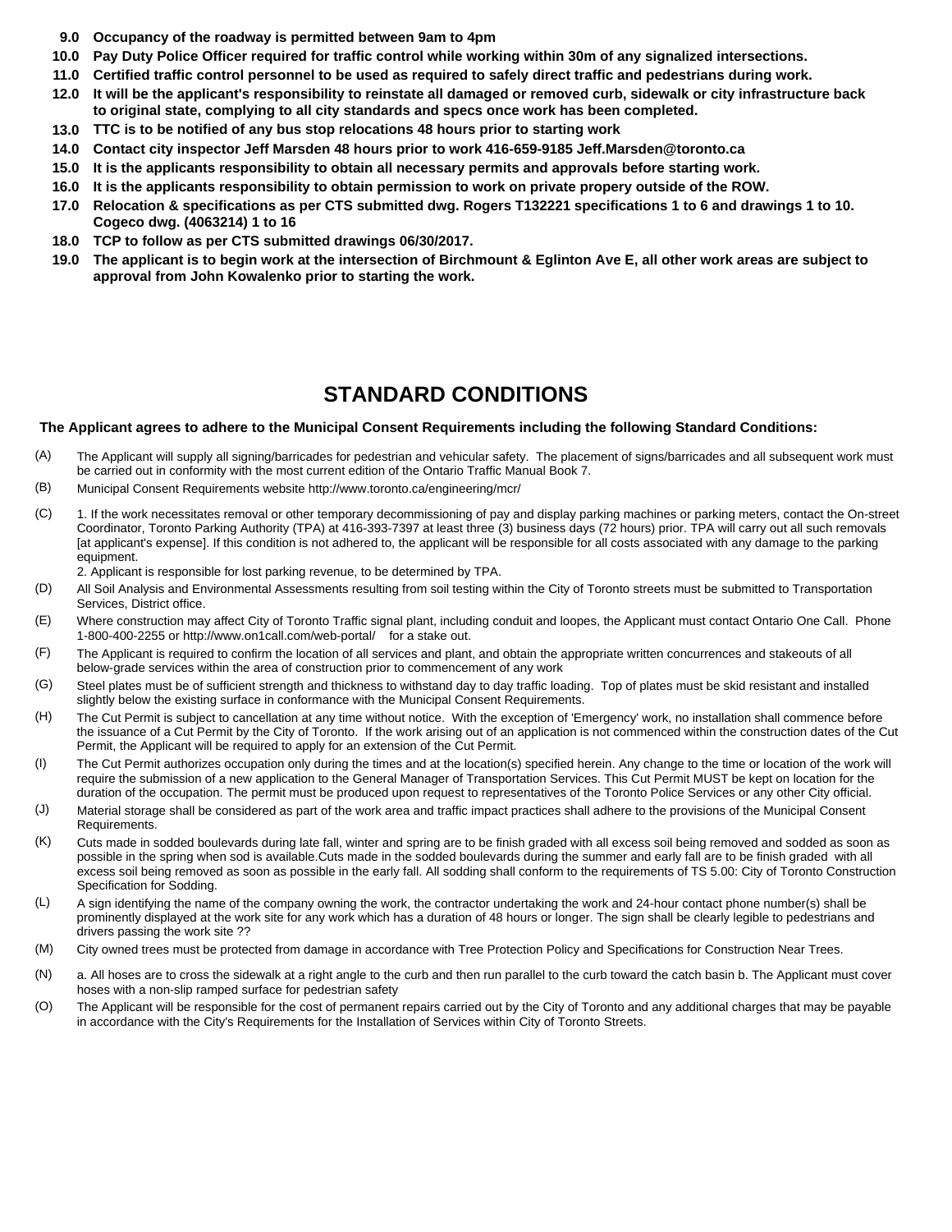**9.0 Occupancy of the roadway is permitted between 9am to 4pm**

**10.0 Pay Duty Police Officer required for traffic control while working within 30m of any signalized intersections.**

**11.0 Certified traffic control personnel to be used as required to safely direct traffic and pedestrians during work.**

**12.0 It will be the applicant's responsibility to reinstate all damaged or removed curb, sidewalk or city infrastructure back to original state, complying to all city standards and specs once work has been completed.**

**13.0 TTC is to be notified of any bus stop relocations 48 hours prior to starting work**

**14.0 Contact city inspector Jeff Marsden 48 hours prior to work 416-659-9185 Jeff.Marsden@toronto.ca**

**15.0 It is the applicants responsibility to obtain all necessary permits and approvals before starting work.**

**16.0 It is the applicants responsibility to obtain permission to work on private propery outside of the ROW.**

**17.0 Relocation & specifications as per CTS submitted dwg. Rogers T132221 specifications 1 to 6 and drawings 1 to 10. Cogeco dwg. (4063214) 1 to 16**

**18.0 TCP to follow as per CTS submitted drawings 06/30/2017.**

**19.0 The applicant is to begin work at the intersection of Birchmount & Eglinton Ave E, all other work areas are subject to approval from John Kowalenko prior to starting the work.**

# STANDARD CONDITIONS

**The Applicant agrees to adhere to the Municipal Consent Requirements including the following Standard Conditions:**

(A) The Applicant will supply all signing/barricades for pedestrian and vehicular safety. The placement of signs/barricades and all subsequent work must be carried out in conformity with the most current edition of the Ontario Traffic Manual Book 7.

(B) Municipal Consent Requirements website http://www.toronto.ca/engineering/mcr/

(C) 1. If the work necessitates removal or other temporary decommissioning of pay and display parking machines or parking meters, contact the On-street Coordinator, Toronto Parking Authority (TPA) at 416-393-7397 at least three (3) business days (72 hours) prior. TPA will carry out all such removals [at applicant's expense]. If this condition is not adhered to, the applicant will be responsible for all costs associated with any damage to the parking equipment.
2. Applicant is responsible for lost parking revenue, to be determined by TPA.

(D) All Soil Analysis and Environmental Assessments resulting from soil testing within the City of Toronto streets must be submitted to Transportation Services, District office.

(E) Where construction may affect City of Toronto Traffic signal plant, including conduit and loopes, the Applicant must contact Ontario One Call. Phone 1-800-400-2255 or http://www.on1call.com/web-portal/ for a stake out.

(F) The Applicant is required to confirm the location of all services and plant, and obtain the appropriate written concurrences and stakeouts of all below-grade services within the area of construction prior to commencement of any work

(G) Steel plates must be of sufficient strength and thickness to withstand day to day traffic loading. Top of plates must be skid resistant and installed slightly below the existing surface in conformance with the Municipal Consent Requirements.

(H) The Cut Permit is subject to cancellation at any time without notice. With the exception of 'Emergency' work, no installation shall commence before the issuance of a Cut Permit by the City of Toronto. If the work arising out of an application is not commenced within the construction dates of the Cut Permit, the Applicant will be required to apply for an extension of the Cut Permit.

(I) The Cut Permit authorizes occupation only during the times and at the location(s) specified herein. Any change to the time or location of the work will require the submission of a new application to the General Manager of Transportation Services. This Cut Permit MUST be kept on location for the duration of the occupation. The permit must be produced upon request to representatives of the Toronto Police Services or any other City official.

(J) Material storage shall be considered as part of the work area and traffic impact practices shall adhere to the provisions of the Municipal Consent Requirements.

(K) Cuts made in sodded boulevards during late fall, winter and spring are to be finish graded with all excess soil being removed and sodded as soon as possible in the spring when sod is available.Cuts made in the sodded boulevards during the summer and early fall are to be finish graded with all excess soil being removed as soon as possible in the early fall. All sodding shall conform to the requirements of TS 5.00: City of Toronto Construction Specification for Sodding.

(L) A sign identifying the name of the company owning the work, the contractor undertaking the work and 24-hour contact phone number(s) shall be prominently displayed at the work site for any work which has a duration of 48 hours or longer. The sign shall be clearly legible to pedestrians and drivers passing the work site ??

(M) City owned trees must be protected from damage in accordance with Tree Protection Policy and Specifications for Construction Near Trees.

(N) a. All hoses are to cross the sidewalk at a right angle to the curb and then run parallel to the curb toward the catch basin b. The Applicant must cover hoses with a non-slip ramped surface for pedestrian safety

(O) The Applicant will be responsible for the cost of permanent repairs carried out by the City of Toronto and any additional charges that may be payable in accordance with the City's Requirements for the Installation of Services within City of Toronto Streets.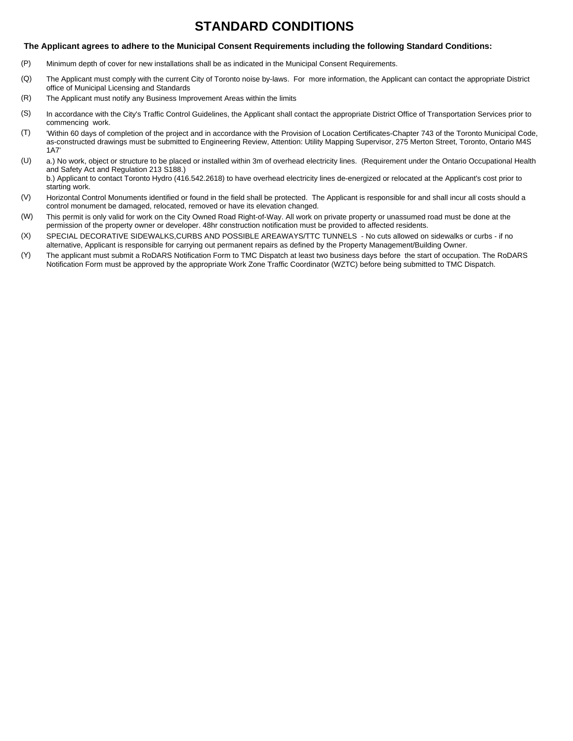# STANDARD CONDITIONS

**The Applicant agrees to adhere to the Municipal Consent Requirements including the following Standard Conditions:**

(P) Minimum depth of cover for new installations shall be as indicated in the Municipal Consent Requirements.

(Q) The Applicant must comply with the current City of Toronto noise by-laws. For more information, the Applicant can contact the appropriate District office of Municipal Licensing and Standards

(R) The Applicant must notify any Business Improvement Areas within the limits

(S) In accordance with the City's Traffic Control Guidelines, the Applicant shall contact the appropriate District Office of Transportation Services prior to commencing work.

(T) 'Within 60 days of completion of the project and in accordance with the Provision of Location Certificates-Chapter 743 of the Toronto Municipal Code, as-constructed drawings must be submitted to Engineering Review, Attention: Utility Mapping Supervisor, 275 Merton Street, Toronto, Ontario M4S 1A7'

(U) a.) No work, object or structure to be placed or installed within 3m of overhead electricity lines. (Requirement under the Ontario Occupational Health and Safety Act and Regulation 213 S188.)
b.) Applicant to contact Toronto Hydro (416.542.2618) to have overhead electricity lines de-energized or relocated at the Applicant's cost prior to starting work.

(V) Horizontal Control Monuments identified or found in the field shall be protected. The Applicant is responsible for and shall incur all costs should a control monument be damaged, relocated, removed or have its elevation changed.

(W) This permit is only valid for work on the City Owned Road Right-of-Way. All work on private property or unassumed road must be done at the permission of the property owner or developer. 48hr construction notification must be provided to affected residents.

(X) SPECIAL DECORATIVE SIDEWALKS,CURBS AND POSSIBLE AREAWAYS/TTC TUNNELS - No cuts allowed on sidewalks or curbs - if no alternative, Applicant is responsible for carrying out permanent repairs as defined by the Property Management/Building Owner.

(Y) The applicant must submit a RoDARS Notification Form to TMC Dispatch at least two business days before the start of occupation. The RoDARS Notification Form must be approved by the appropriate Work Zone Traffic Coordinator (WZTC) before being submitted to TMC Dispatch.